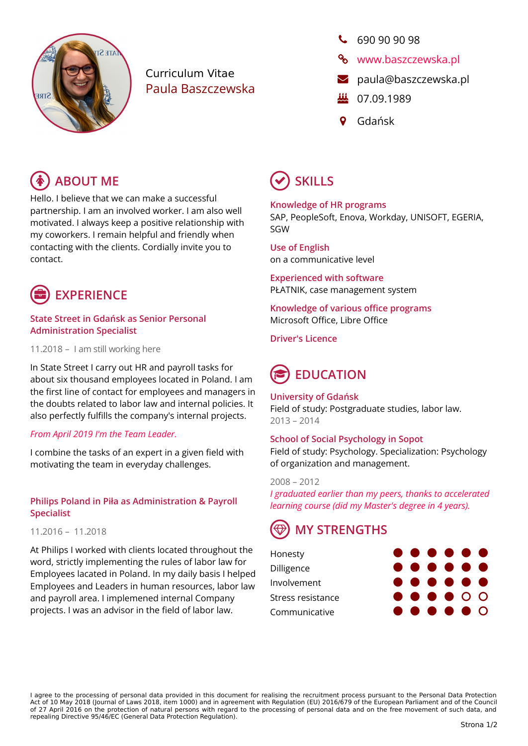# Curriculum Vitae
## Paula Baszczewska

690 90 90 98
www.baszczewska.pl
paula@baszczewska.pl
07.09.1989
Gdańsk

## ABOUT ME

Hello. I believe that we can make a successful partnership. I am an involved worker. I am also well motivated. I always keep a positive relationship with my coworkers. I remain helpful and friendly when contacting with the clients. Cordially invite you to contact.

## EXPERIENCE

### State Street in Gdańsk as Senior Personal Administration Specialist

11.2018 – I am still working here

In State Street I carry out HR and payroll tasks for about six thousand employees located in Poland. I am the first line of contact for employees and managers in the doubts related to labor law and internal policies. It also perfectly fulfills the company's internal projects.

*From April 2019 I'm the Team Leader.*

I combine the tasks of an expert in a given field with motivating the team in everyday challenges.

### Philips Poland in Piła as Administration & Payroll Specialist

11.2016 – 11.2018

At Philips I worked with clients located throughout the word, strictly implementing the rules of labor law for Employees lacated in Poland. In my daily basis I helped Employees and Leaders in human resources, labor law and payroll area. I implemened internal Company projects. I was an advisor in the field of labor law.

## SKILLS

**Knowledge of HR programs**
SAP, PeopleSoft, Enova, Workday, UNISOFT, EGERIA, SGW

**Use of English**
on a communicative level

**Experienced with software**
PŁATNIK, case management system

**Knowledge of various office programs**
Microsoft Office, Libre Office

**Driver's Licence**

## EDUCATION

**University of Gdańsk**
Field of study: Postgraduate studies, labor law.
2013 – 2014

**School of Social Psychology in Sopot**
Field of study: Psychology. Specialization: Psychology of organization and management.

2008 – 2012
*I graduated earlier than my peers, thanks to accelerated learning course (did my Master's degree in 4 years).*

## MY STRENGTHS

| Strength | Rating |
|---|---|
| Honesty | 6/6 |
| Dilligence | 6/6 |
| Involvement | 6/6 |
| Stress resistance | 4/6 |
| Communicative | 5/6 |

I agree to the processing of personal data provided in this document for realising the recruitment process pursuant to the Personal Data Protection Act of 10 May 2018 (Journal of Laws 2018, item 1000) and in agreement with Regulation (EU) 2016/679 of the European Parliament and of the Council of 27 April 2016 on the protection of natural persons with regard to the processing of personal data and on the free movement of such data, and repealing Directive 95/46/EC (General Data Protection Regulation).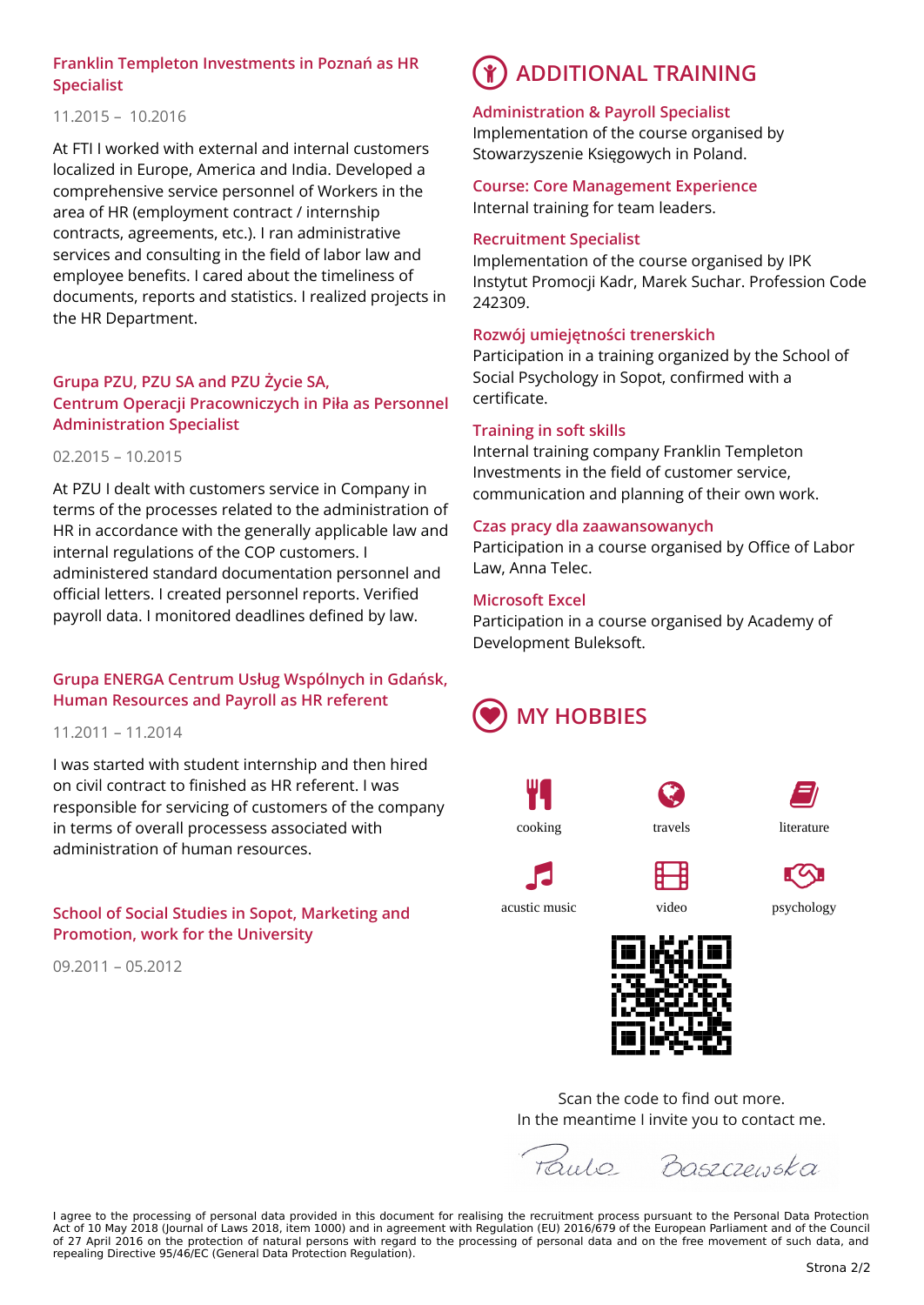### Franklin Templeton Investments in Poznań as HR Specialist

11.2015 – 10.2016

At FTI I worked with external and internal customers localized in Europe, America and India. Developed a comprehensive service personnel of Workers in the area of HR (employment contract / internship contracts, agreements, etc.). I ran administrative services and consulting in the field of labor law and employee benefits. I cared about the timeliness of documents, reports and statistics. I realized projects in the HR Department.

### Grupa PZU, PZU SA and PZU Życie SA, Centrum Operacji Pracowniczych in Piła as Personnel Administration Specialist

02.2015 – 10.2015

At PZU I dealt with customers service in Company in terms of the processes related to the administration of HR in accordance with the generally applicable law and internal regulations of the COP customers. I administered standard documentation personnel and official letters. I created personnel reports. Verified payroll data. I monitored deadlines defined by law.

### Grupa ENERGA Centrum Usług Wspólnych in Gdańsk, Human Resources and Payroll as HR referent

11.2011 – 11.2014

I was started with student internship and then hired on civil contract to finished as HR referent. I was responsible for servicing of customers of the company in terms of overall processess associated with administration of human resources.

### School of Social Studies in Sopot, Marketing and Promotion, work for the University

09.2011 – 05.2012

## ADDITIONAL TRAINING

### Administration & Payroll Specialist
Implementation of the course organised by Stowarzyszenie Księgowych in Poland.

### Course: Core Management Experience
Internal training for team leaders.

### Recruitment Specialist
Implementation of the course organised by IPK Instytut Promocji Kadr, Marek Suchar. Profession Code 242309.

### Rozwój umiejętności trenerskich
Participation in a training organized by the School of Social Psychology in Sopot, confirmed with a certificate.

### Training in soft skills
Internal training company Franklin Templeton Investments in the field of customer service, communication and planning of their own work.

### Czas pracy dla zaawansowanych
Participation in a course organised by Office of Labor Law, Anna Telec.

### Microsoft Excel
Participation in a course organised by Academy of Development Buleksoft.

## MY HOBBIES

- cooking
- travels
- literature
- acustic music
- video
- psychology

Scan the code to find out more.
In the meantime I invite you to contact me.

Paula Baszczewska

I agree to the processing of personal data provided in this document for realising the recruitment process pursuant to the Personal Data Protection Act of 10 May 2018 (Journal of Laws 2018, item 1000) and in agreement with Regulation (EU) 2016/679 of the European Parliament and of the Council of 27 April 2016 on the protection of natural persons with regard to the processing of personal data and on the free movement of such data, and repealing Directive 95/46/EC (General Data Protection Regulation).